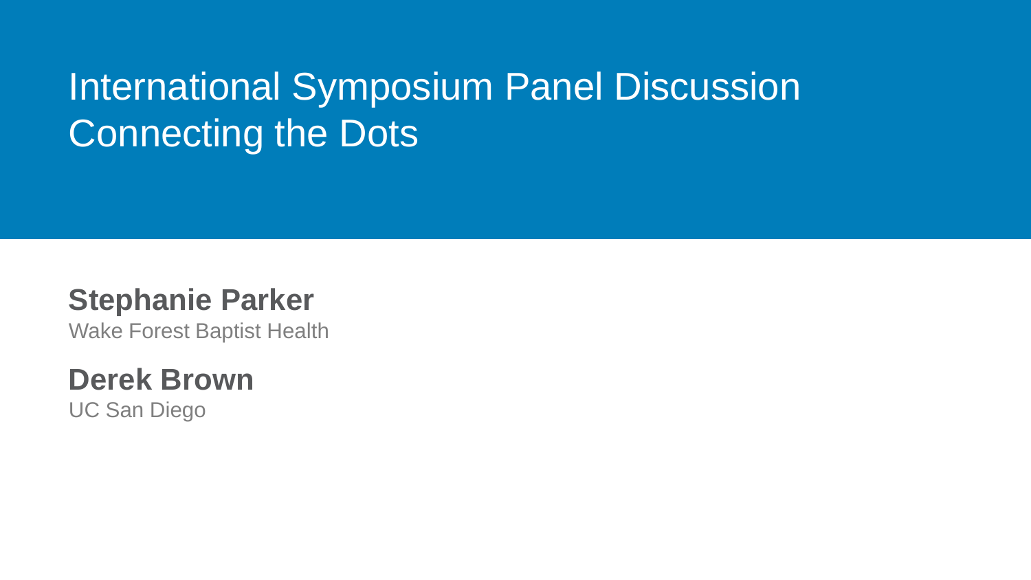# International Symposium Panel Discussion
# Connecting the Dots

**Stephanie Parker**
Wake Forest Baptist Health

**Derek Brown**
UC San Diego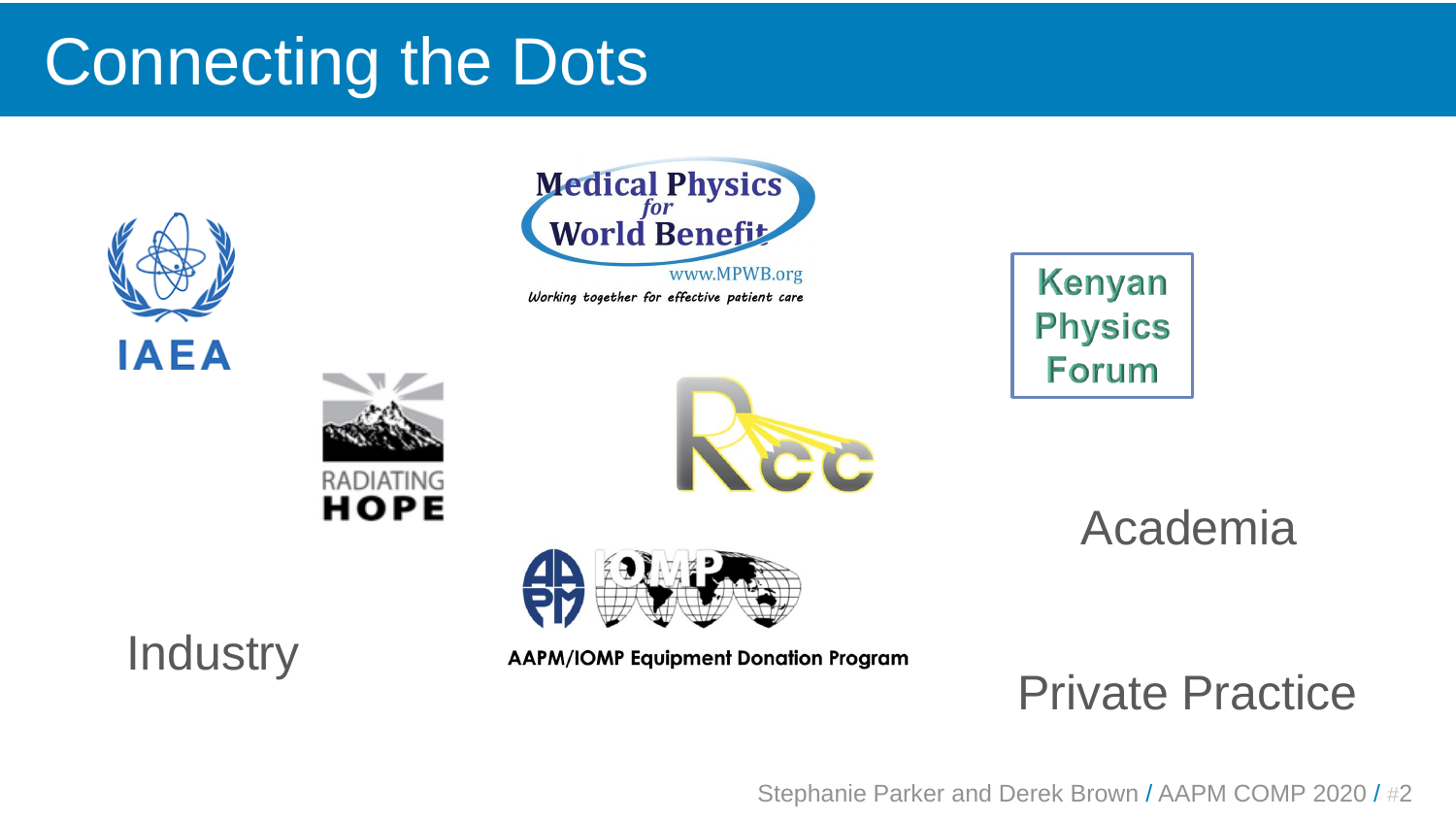# Connecting the Dots

IAEA

Medical Physics for World Benefit

www.MPWB.org

Working together for effective patient care

Kenyan Physics Forum

RADIATING HOPE

RCC

Academia

AAPM/IOMP Equipment Donation Program

Industry

Private Practice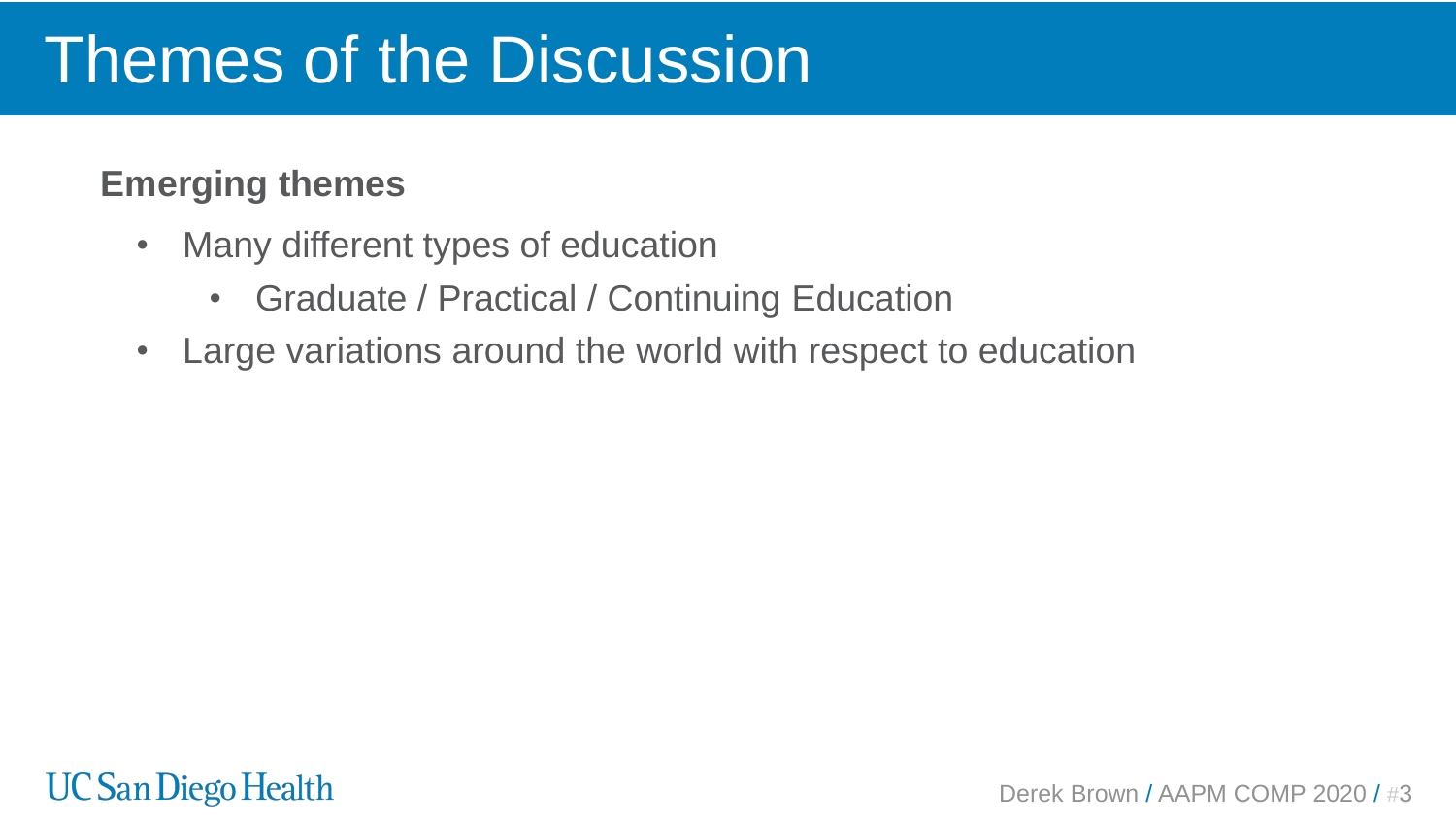# Themes of the Discussion

**Emerging themes**

- Many different types of education
  - Graduate / Practical / Continuing Education
- Large variations around the world with respect to education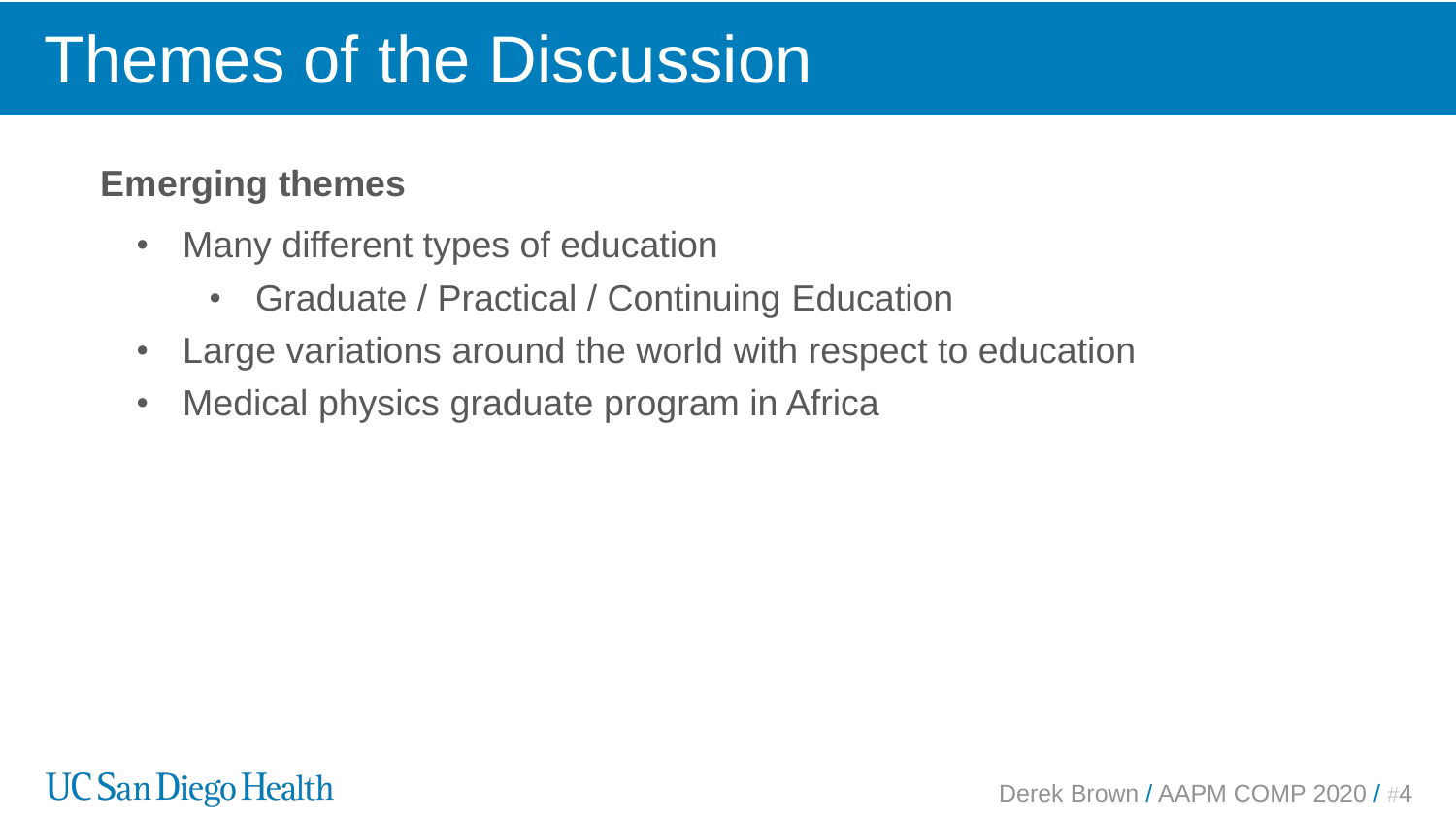# Themes of the Discussion

**Emerging themes**

- Many different types of education
  - Graduate / Practical / Continuing Education
- Large variations around the world with respect to education
- Medical physics graduate program in Africa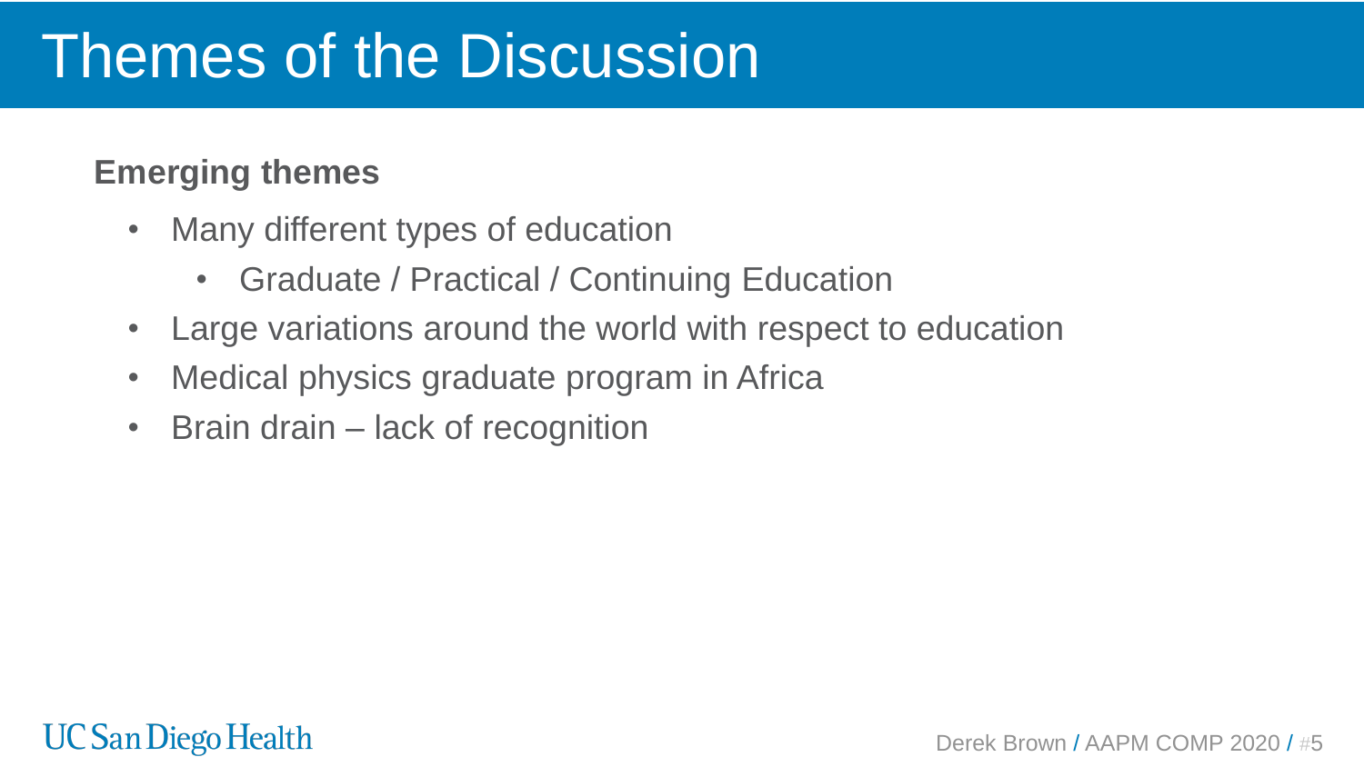# Themes of the Discussion

**Emerging themes**

- Many different types of education
  - Graduate / Practical / Continuing Education
- Large variations around the world with respect to education
- Medical physics graduate program in Africa
- Brain drain – lack of recognition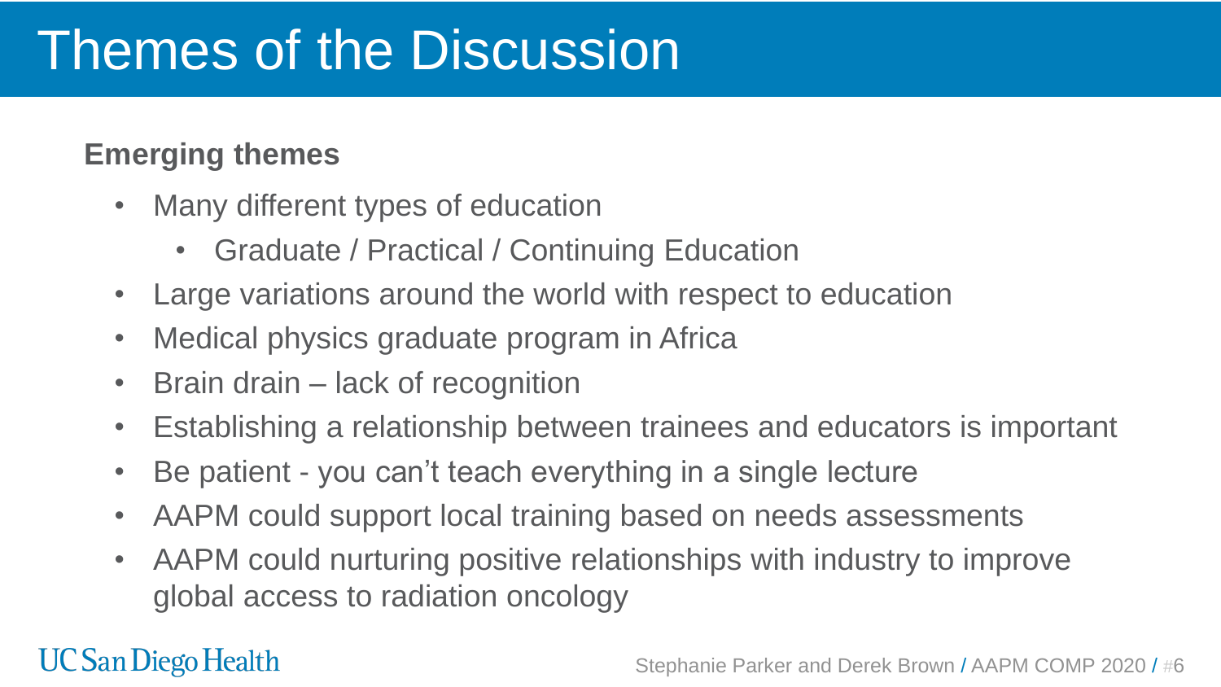# Themes of the Discussion

**Emerging themes**

- Many different types of education
  - Graduate / Practical / Continuing Education
- Large variations around the world with respect to education
- Medical physics graduate program in Africa
- Brain drain – lack of recognition
- Establishing a relationship between trainees and educators is important
- Be patient - you can’t teach everything in a single lecture
- AAPM could support local training based on needs assessments
- AAPM could nurturing positive relationships with industry to improve global access to radiation oncology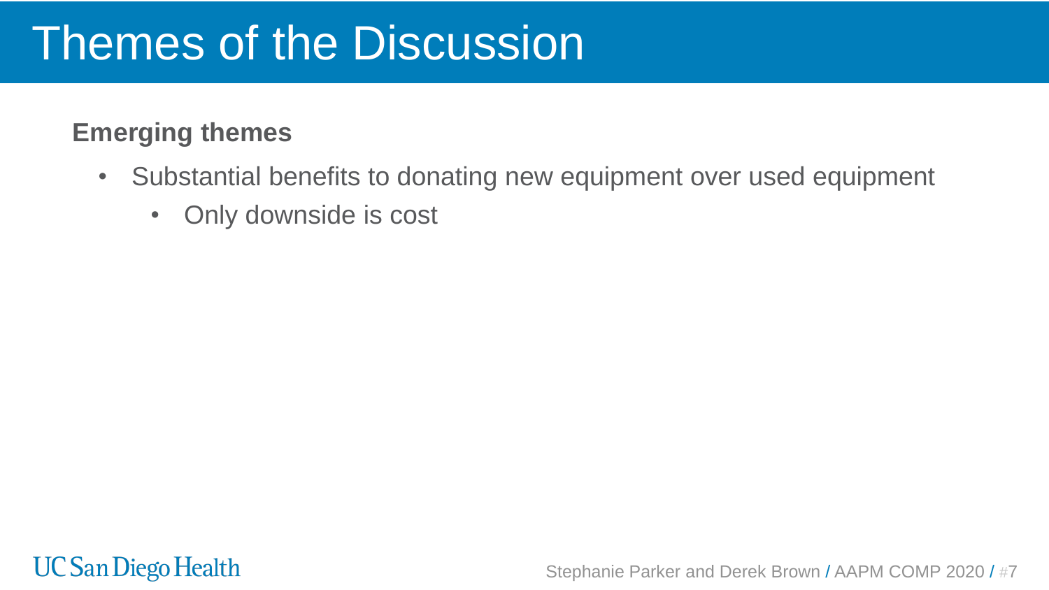# Themes of the Discussion

**Emerging themes**

- Substantial benefits to donating new equipment over used equipment
  - Only downside is cost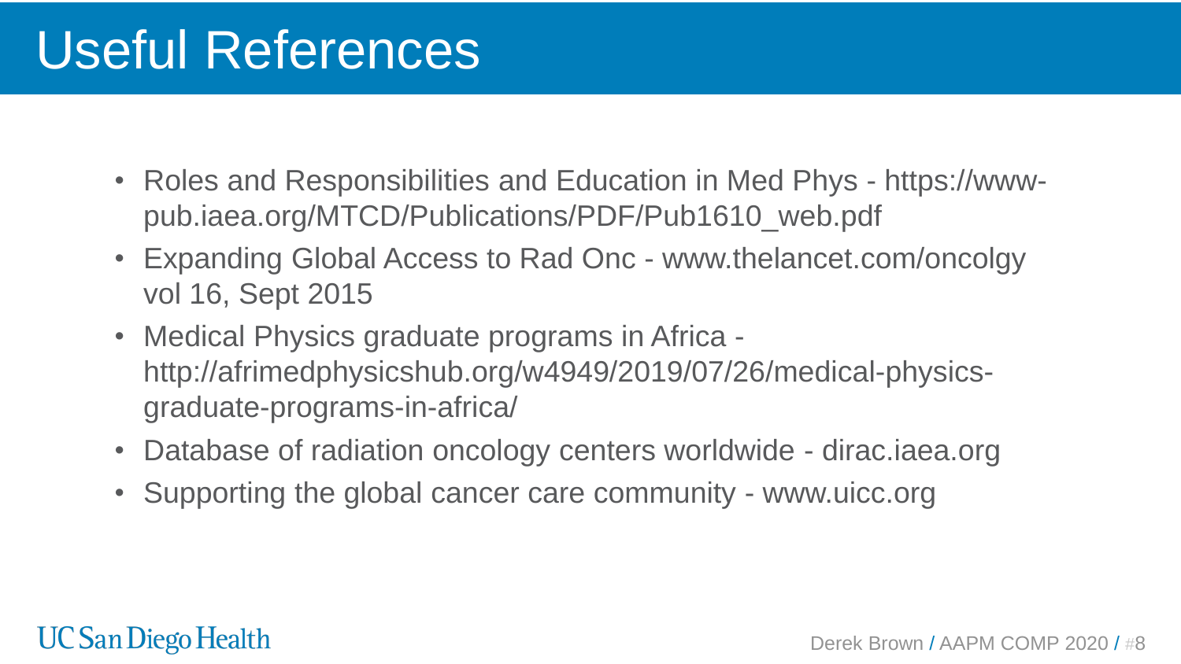# Useful References

- Roles and Responsibilities and Education in Med Phys - https://www-pub.iaea.org/MTCD/Publications/PDF/Pub1610_web.pdf
- Expanding Global Access to Rad Onc - www.thelancet.com/oncolgy vol 16, Sept 2015
- Medical Physics graduate programs in Africa - http://afrimedphysicshub.org/w4949/2019/07/26/medical-physics-graduate-programs-in-africa/
- Database of radiation oncology centers worldwide - dirac.iaea.org
- Supporting the global cancer care community - www.uicc.org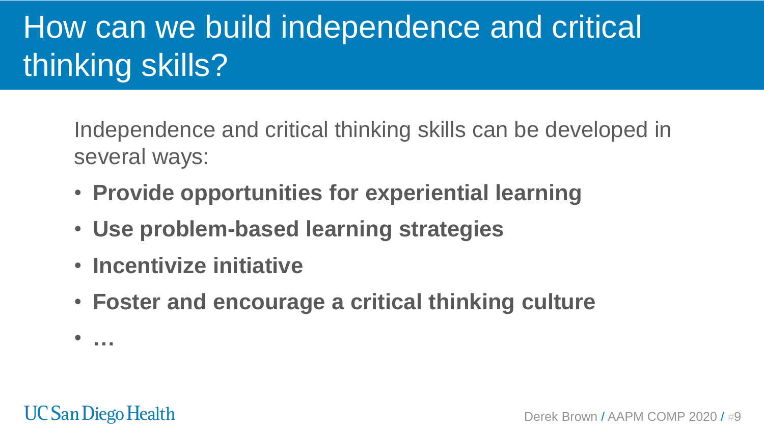# How can we build independence and critical thinking skills?

Independence and critical thinking skills can be developed in several ways:

- **Provide opportunities for experiential learning**
- **Use problem-based learning strategies**
- **Incentivize initiative**
- **Foster and encourage a critical thinking culture**
- **…**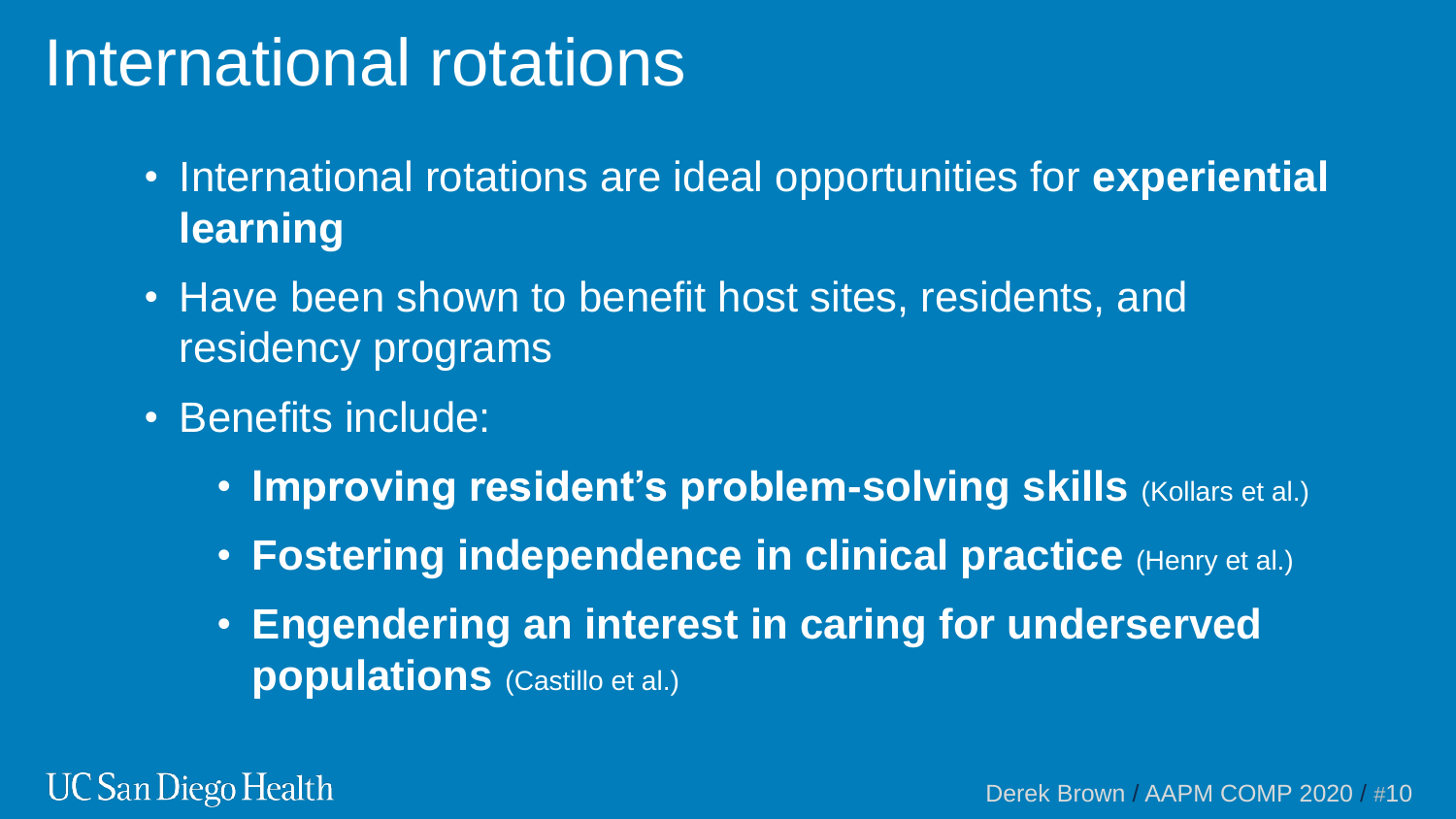# International rotations

- International rotations are ideal opportunities for **experiential learning**
- Have been shown to benefit host sites, residents, and residency programs
- Benefits include:
  - **Improving resident's problem-solving skills** (Kollars et al.)
  - **Fostering independence in clinical practice** (Henry et al.)
  - **Engendering an interest in caring for underserved populations** (Castillo et al.)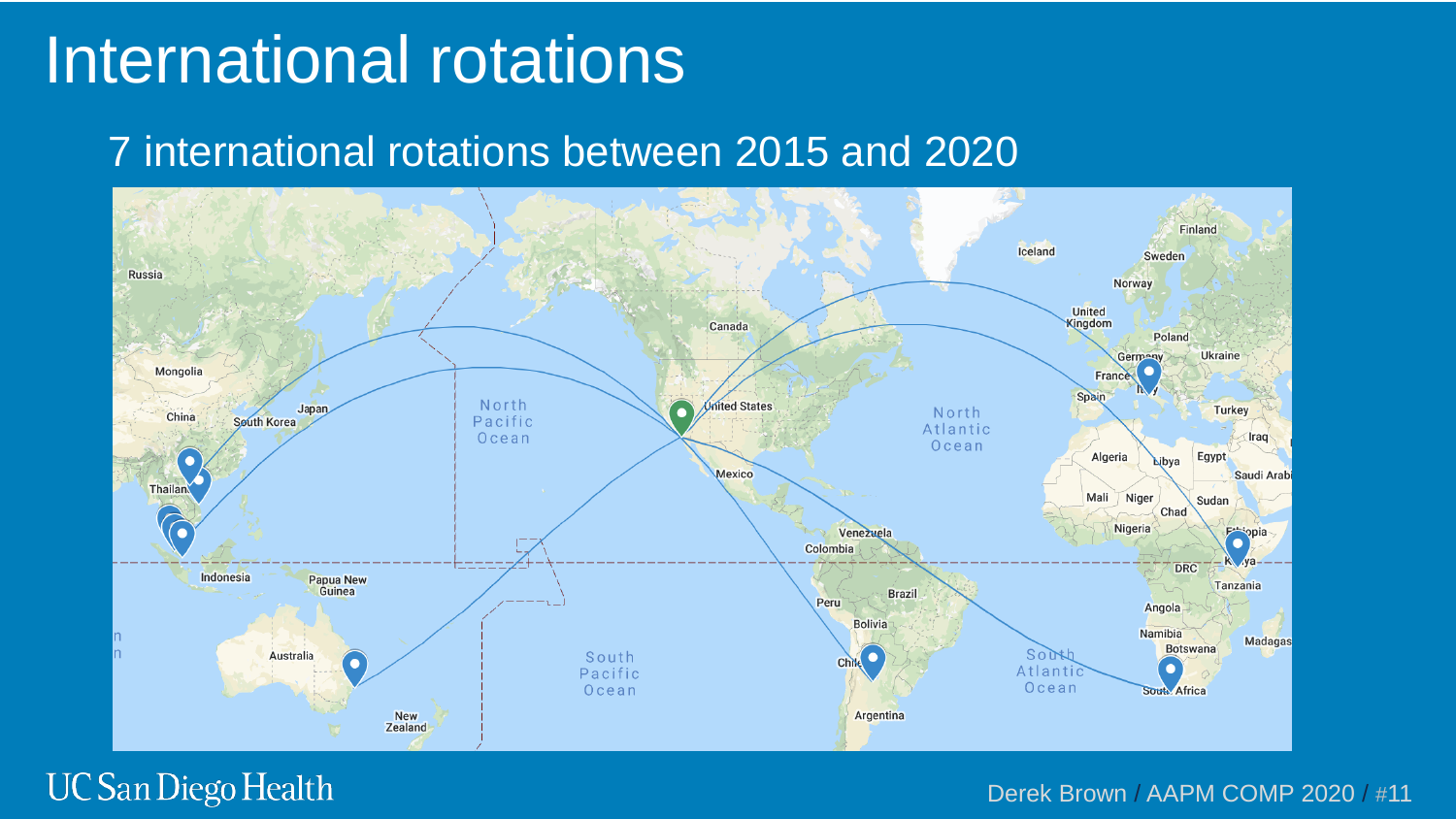# International rotations

## 7 international rotations between 2015 and 2020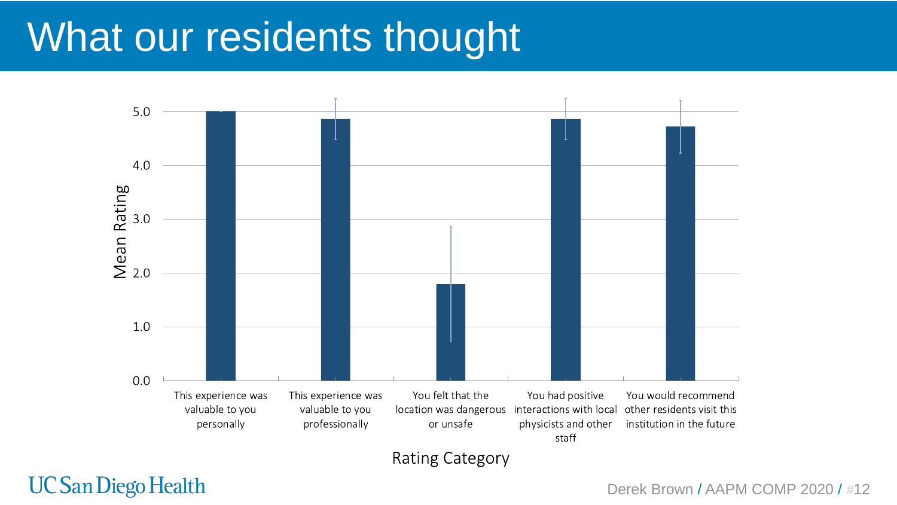# What our residents thought

Mean Rating

| Rating Category | Mean Rating |
|---|---|
| This experience was valuable to you personally | 5.0 |
| This experience was valuable to you professionally | ~4.9 |
| You felt that the location was dangerous or unsafe | ~1.8 |
| You had positive interactions with local physicists and other staff | ~4.9 |
| You would recommend other residents visit this institution in the future | ~4.7 |

Rating Category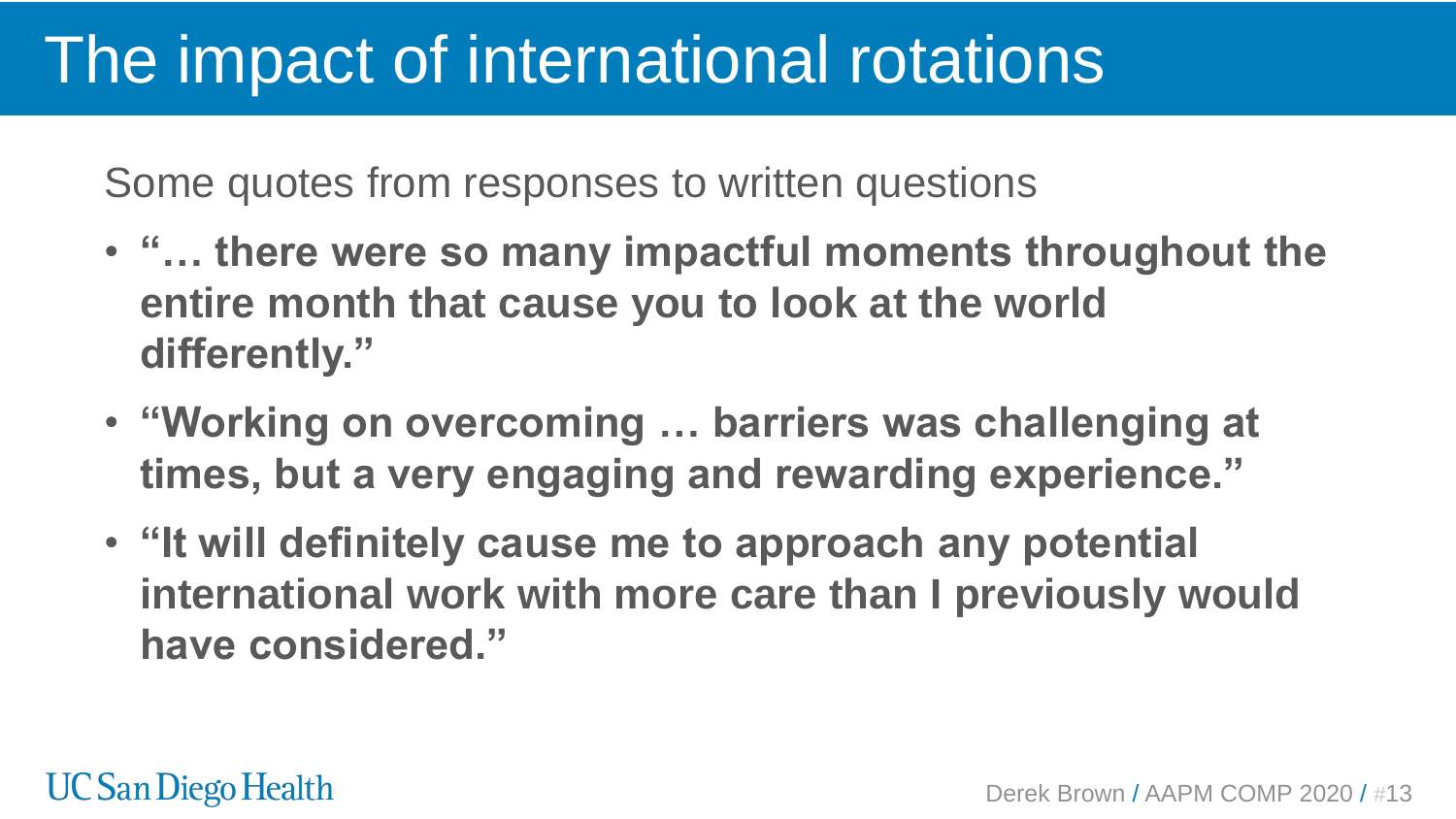# The impact of international rotations

Some quotes from responses to written questions

- **"… there were so many impactful moments throughout the entire month that cause you to look at the world differently."**
- **"Working on overcoming … barriers was challenging at times, but a very engaging and rewarding experience."**
- **"It will definitely cause me to approach any potential international work with more care than I previously would have considered."**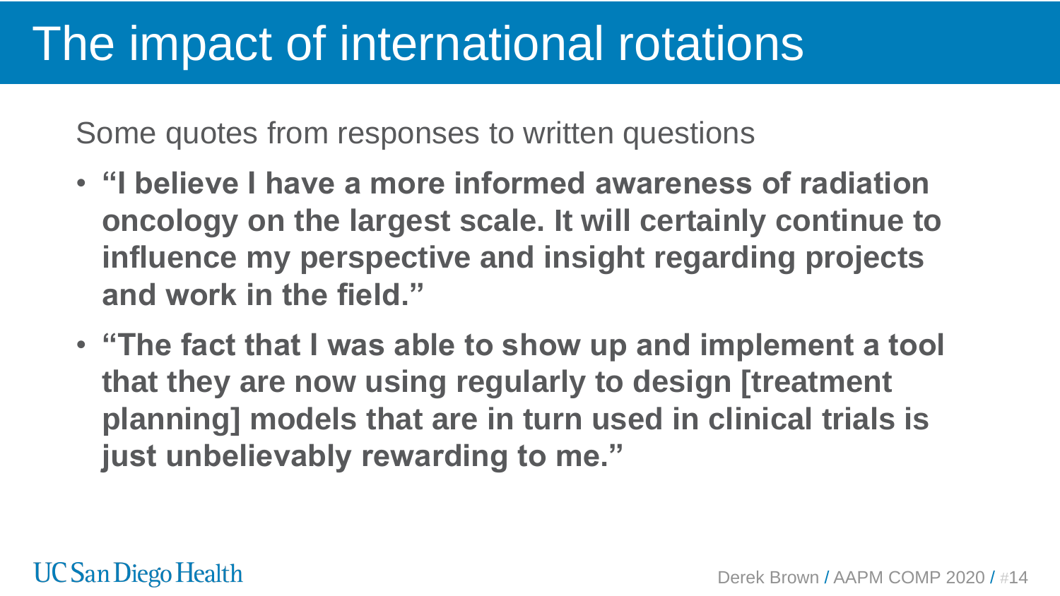# The impact of international rotations

Some quotes from responses to written questions

- **"I believe I have a more informed awareness of radiation oncology on the largest scale. It will certainly continue to influence my perspective and insight regarding projects and work in the field."**
- **"The fact that I was able to show up and implement a tool that they are now using regularly to design [treatment planning] models that are in turn used in clinical trials is just unbelievably rewarding to me."**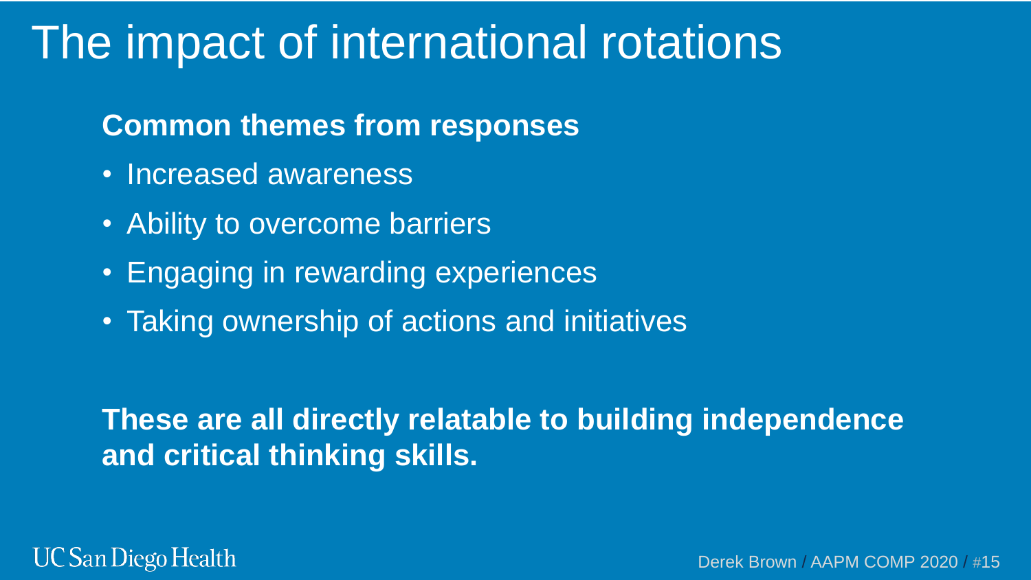# The impact of international rotations

**Common themes from responses**

- Increased awareness
- Ability to overcome barriers
- Engaging in rewarding experiences
- Taking ownership of actions and initiatives

**These are all directly relatable to building independence and critical thinking skills.**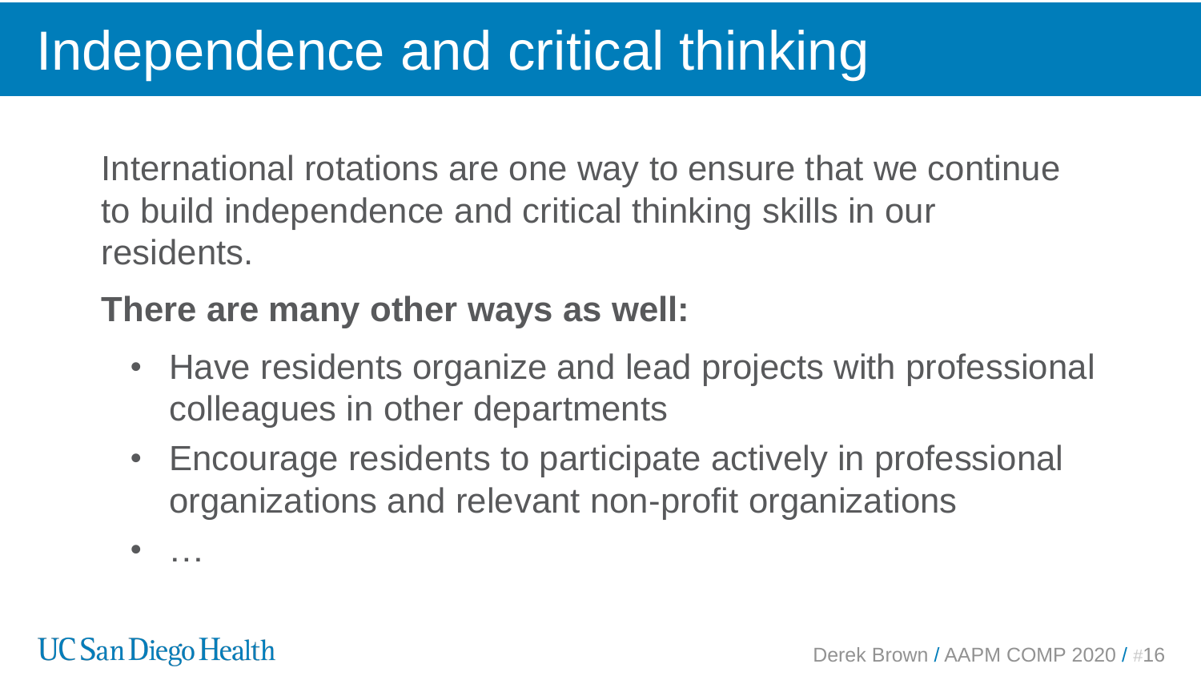# Independence and critical thinking

International rotations are one way to ensure that we continue to build independence and critical thinking skills in our residents.

**There are many other ways as well:**

- Have residents organize and lead projects with professional colleagues in other departments
- Encourage residents to participate actively in professional organizations and relevant non-profit organizations
- …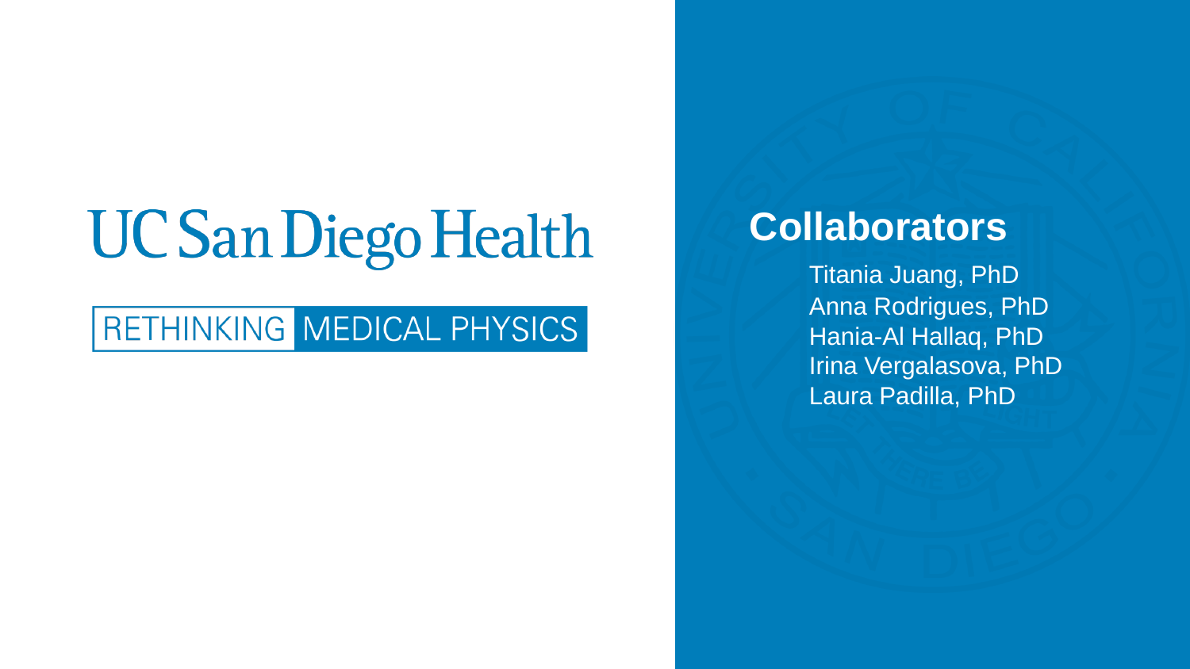UC San Diego Health

RETHINKING MEDICAL PHYSICS

## Collaborators

Titania Juang, PhD
Anna Rodrigues, PhD
Hania-Al Hallaq, PhD
Irina Vergalasova, PhD
Laura Padilla, PhD